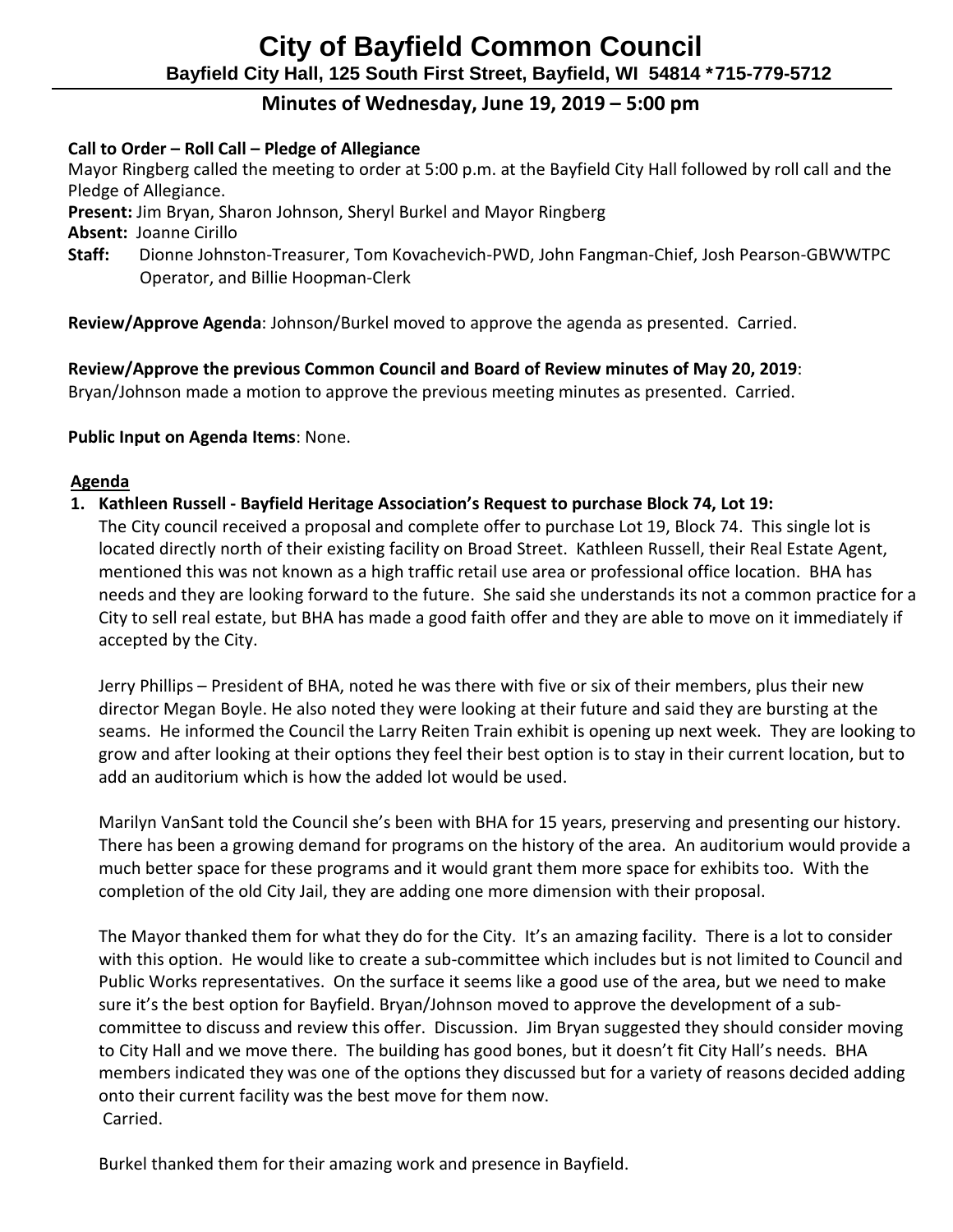# City of Bayfield Common Council

**Bayfield City Hall, 125 South First Street, Bayfield, WI 54814 *715-779-5712**

## Minutes of Wednesday, June 19, 2019 – 5:00 pm

**Call to Order – Roll Call – Pledge of Allegiance**
Mayor Ringberg called the meeting to order at 5:00 p.m. at the Bayfield City Hall followed by roll call and the Pledge of Allegiance.
**Present:** Jim Bryan, Sharon Johnson, Sheryl Burkel and Mayor Ringberg
**Absent:** Joanne Cirillo
**Staff:** Dionne Johnston-Treasurer, Tom Kovachevich-PWD, John Fangman-Chief, Josh Pearson-GBWWTPC Operator, and Billie Hoopman-Clerk

**Review/Approve Agenda**: Johnson/Burkel moved to approve the agenda as presented. Carried.

**Review/Approve the previous Common Council and Board of Review minutes of May 20, 2019**:
Bryan/Johnson made a motion to approve the previous meeting minutes as presented. Carried.

**Public Input on Agenda Items**: None.

**Agenda**

1. **Kathleen Russell - Bayfield Heritage Association's Request to purchase Block 74, Lot 19:**
   The City council received a proposal and complete offer to purchase Lot 19, Block 74. This single lot is located directly north of their existing facility on Broad Street. Kathleen Russell, their Real Estate Agent, mentioned this was not known as a high traffic retail use area or professional office location. BHA has needs and they are looking forward to the future. She said she understands its not a common practice for a City to sell real estate, but BHA has made a good faith offer and they are able to move on it immediately if accepted by the City.

   Jerry Phillips – President of BHA, noted he was there with five or six of their members, plus their new director Megan Boyle. He also noted they were looking at their future and said they are bursting at the seams. He informed the Council the Larry Reiten Train exhibit is opening up next week. They are looking to grow and after looking at their options they feel their best option is to stay in their current location, but to add an auditorium which is how the added lot would be used.

   Marilyn VanSant told the Council she's been with BHA for 15 years, preserving and presenting our history. There has been a growing demand for programs on the history of the area. An auditorium would provide a much better space for these programs and it would grant them more space for exhibits too. With the completion of the old City Jail, they are adding one more dimension with their proposal.

   The Mayor thanked them for what they do for the City. It's an amazing facility. There is a lot to consider with this option. He would like to create a sub-committee which includes but is not limited to Council and Public Works representatives. On the surface it seems like a good use of the area, but we need to make sure it's the best option for Bayfield. Bryan/Johnson moved to approve the development of a sub-committee to discuss and review this offer. Discussion. Jim Bryan suggested they should consider moving to City Hall and we move there. The building has good bones, but it doesn't fit City Hall's needs. BHA members indicated they was one of the options they discussed but for a variety of reasons decided adding onto their current facility was the best move for them now.
   Carried.

   Burkel thanked them for their amazing work and presence in Bayfield.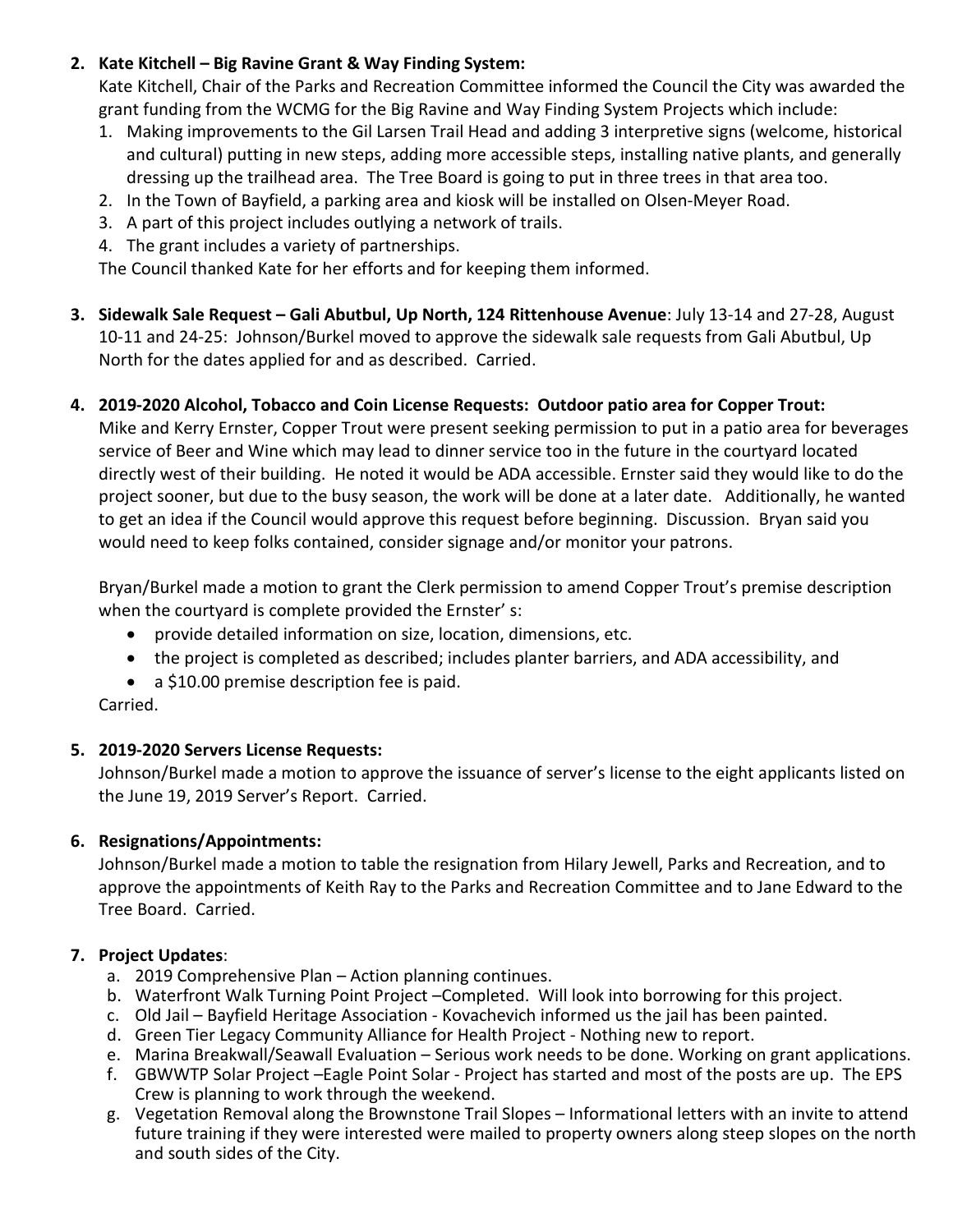2. **Kate Kitchell – Big Ravine Grant & Way Finding System:**
   Kate Kitchell, Chair of the Parks and Recreation Committee informed the Council the City was awarded the grant funding from the WCMG for the Big Ravine and Way Finding System Projects which include:
   1. Making improvements to the Gil Larsen Trail Head and adding 3 interpretive signs (welcome, historical and cultural) putting in new steps, adding more accessible steps, installing native plants, and generally dressing up the trailhead area. The Tree Board is going to put in three trees in that area too.
   2. In the Town of Bayfield, a parking area and kiosk will be installed on Olsen-Meyer Road.
   3. A part of this project includes outlying a network of trails.
   4. The grant includes a variety of partnerships.

   The Council thanked Kate for her efforts and for keeping them informed.

3. **Sidewalk Sale Request – Gali Abutbul, Up North, 124 Rittenhouse Avenue**: July 13-14 and 27-28, August 10-11 and 24-25: Johnson/Burkel moved to approve the sidewalk sale requests from Gali Abutbul, Up North for the dates applied for and as described. Carried.

4. **2019-2020 Alcohol, Tobacco and Coin License Requests: Outdoor patio area for Copper Trout:**
   Mike and Kerry Ernster, Copper Trout were present seeking permission to put in a patio area for beverages service of Beer and Wine which may lead to dinner service too in the future in the courtyard located directly west of their building. He noted it would be ADA accessible. Ernster said they would like to do the project sooner, but due to the busy season, the work will be done at a later date. Additionally, he wanted to get an idea if the Council would approve this request before beginning. Discussion. Bryan said you would need to keep folks contained, consider signage and/or monitor your patrons.

   Bryan/Burkel made a motion to grant the Clerk permission to amend Copper Trout's premise description when the courtyard is complete provided the Ernster' s:
   - provide detailed information on size, location, dimensions, etc.
   - the project is completed as described; includes planter barriers, and ADA accessibility, and
   - a $10.00 premise description fee is paid.

   Carried.

5. **2019-2020 Servers License Requests:**
   Johnson/Burkel made a motion to approve the issuance of server's license to the eight applicants listed on the June 19, 2019 Server's Report. Carried.

6. **Resignations/Appointments:**
   Johnson/Burkel made a motion to table the resignation from Hilary Jewell, Parks and Recreation, and to approve the appointments of Keith Ray to the Parks and Recreation Committee and to Jane Edward to the Tree Board. Carried.

7. **Project Updates**:
   a. 2019 Comprehensive Plan – Action planning continues.
   b. Waterfront Walk Turning Point Project –Completed. Will look into borrowing for this project.
   c. Old Jail – Bayfield Heritage Association - Kovachevich informed us the jail has been painted.
   d. Green Tier Legacy Community Alliance for Health Project - Nothing new to report.
   e. Marina Breakwall/Seawall Evaluation – Serious work needs to be done. Working on grant applications.
   f. GBWWTP Solar Project –Eagle Point Solar - Project has started and most of the posts are up. The EPS Crew is planning to work through the weekend.
   g. Vegetation Removal along the Brownstone Trail Slopes – Informational letters with an invite to attend future training if they were interested were mailed to property owners along steep slopes on the north and south sides of the City.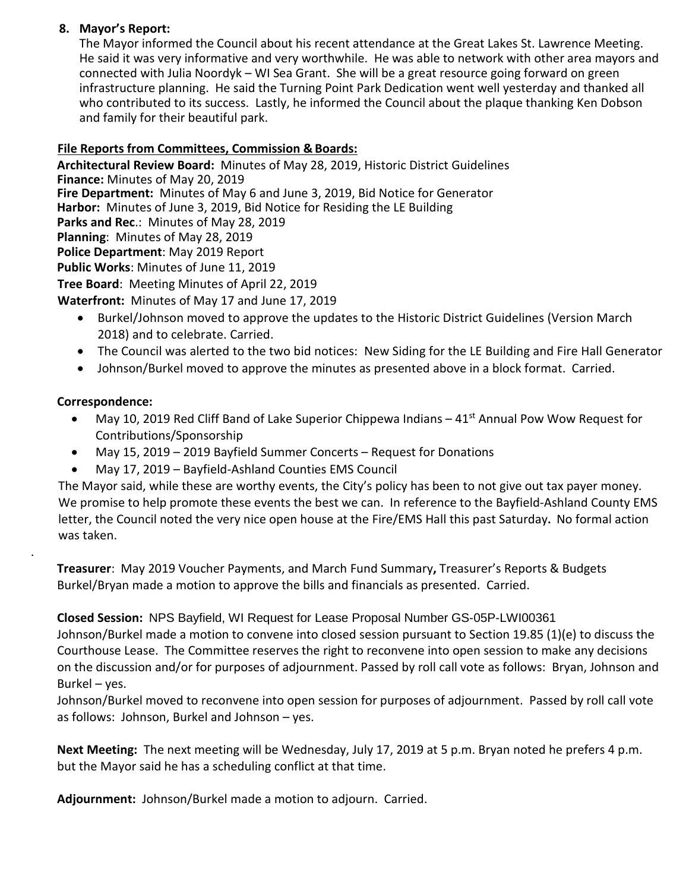**8. Mayor's Report:**

The Mayor informed the Council about his recent attendance at the Great Lakes St. Lawrence Meeting. He said it was very informative and very worthwhile. He was able to network with other area mayors and connected with Julia Noordyk – WI Sea Grant. She will be a great resource going forward on green infrastructure planning. He said the Turning Point Park Dedication went well yesterday and thanked all who contributed to its success. Lastly, he informed the Council about the plaque thanking Ken Dobson and family for their beautiful park.

**File Reports from Committees, Commission & Boards:**

**Architectural Review Board:** Minutes of May 28, 2019, Historic District Guidelines
**Finance:** Minutes of May 20, 2019
**Fire Department:** Minutes of May 6 and June 3, 2019, Bid Notice for Generator
**Harbor:** Minutes of June 3, 2019, Bid Notice for Residing the LE Building
**Parks and Rec**.: Minutes of May 28, 2019
**Planning**: Minutes of May 28, 2019
**Police Department**: May 2019 Report
**Public Works**: Minutes of June 11, 2019
**Tree Board**: Meeting Minutes of April 22, 2019
**Waterfront:** Minutes of May 17 and June 17, 2019

- Burkel/Johnson moved to approve the updates to the Historic District Guidelines (Version March 2018) and to celebrate. Carried.
- The Council was alerted to the two bid notices: New Siding for the LE Building and Fire Hall Generator
- Johnson/Burkel moved to approve the minutes as presented above in a block format. Carried.

**Correspondence:**

- May 10, 2019 Red Cliff Band of Lake Superior Chippewa Indians – 41st Annual Pow Wow Request for Contributions/Sponsorship
- May 15, 2019 – 2019 Bayfield Summer Concerts – Request for Donations
- May 17, 2019 – Bayfield-Ashland Counties EMS Council

The Mayor said, while these are worthy events, the City's policy has been to not give out tax payer money. We promise to help promote these events the best we can. In reference to the Bayfield-Ashland County EMS letter, the Council noted the very nice open house at the Fire/EMS Hall this past Saturday**.** No formal action was taken.

**Treasurer**: May 2019 Voucher Payments, and March Fund Summary**,** Treasurer's Reports & Budgets
Burkel/Bryan made a motion to approve the bills and financials as presented. Carried.

**Closed Session:** NPS Bayfield, WI Request for Lease Proposal Number GS-05P-LWI00361
Johnson/Burkel made a motion to convene into closed session pursuant to Section 19.85 (1)(e) to discuss the Courthouse Lease. The Committee reserves the right to reconvene into open session to make any decisions on the discussion and/or for purposes of adjournment. Passed by roll call vote as follows: Bryan, Johnson and Burkel – yes.
Johnson/Burkel moved to reconvene into open session for purposes of adjournment. Passed by roll call vote as follows: Johnson, Burkel and Johnson – yes.

**Next Meeting:** The next meeting will be Wednesday, July 17, 2019 at 5 p.m. Bryan noted he prefers 4 p.m. but the Mayor said he has a scheduling conflict at that time.

**Adjournment:** Johnson/Burkel made a motion to adjourn. Carried.